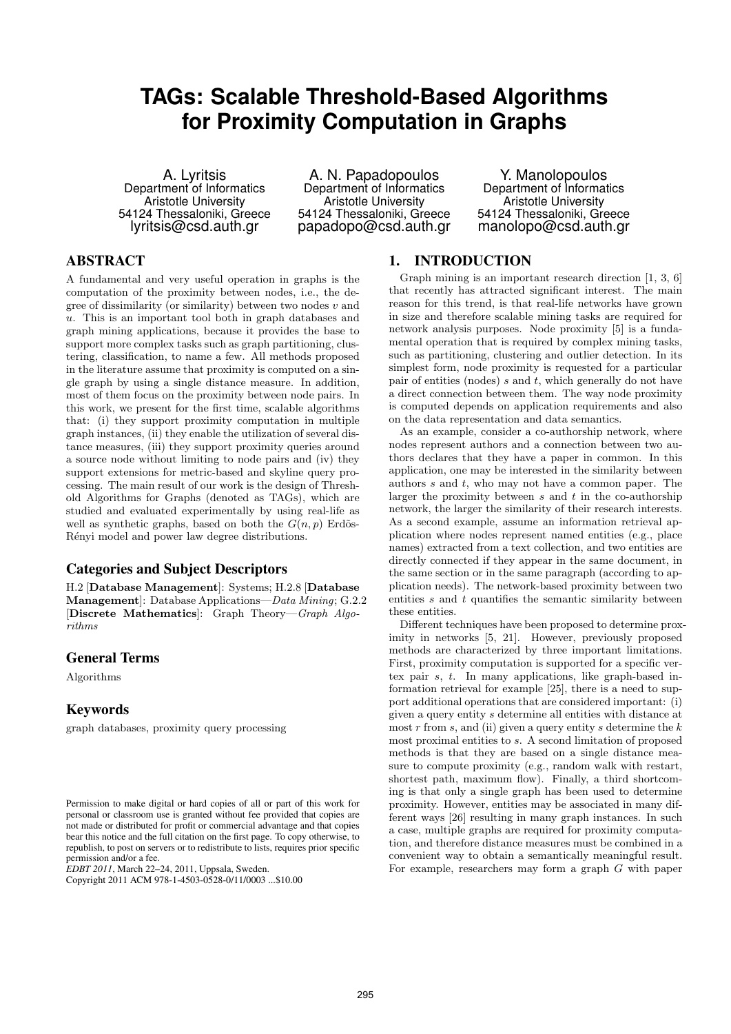# TAGs: Scalable Threshold-Based Algorithms for Proximity Computation in Graphs

A. Lyritsis
Department of Informatics
Aristotle University
54124 Thessaloniki, Greece
lyritsis@csd.auth.gr

A. N. Papadopoulos
Department of Informatics
Aristotle University
54124 Thessaloniki, Greece
papadopo@csd.auth.gr

Y. Manolopoulos
Department of Informatics
Aristotle University
54124 Thessaloniki, Greece
manolopo@csd.auth.gr

## ABSTRACT

A fundamental and very useful operation in graphs is the computation of the proximity between nodes, i.e., the degree of dissimilarity (or similarity) between two nodes $v$ and $u$. This is an important tool both in graph databases and graph mining applications, because it provides the base to support more complex tasks such as graph partitioning, clustering, classification, to name a few. All methods proposed in the literature assume that proximity is computed on a single graph by using a single distance measure. In addition, most of them focus on the proximity between node pairs. In this work, we present for the first time, scalable algorithms that: (i) they support proximity computation in multiple graph instances, (ii) they enable the utilization of several distance measures, (iii) they support proximity queries around a source node without limiting to node pairs and (iv) they support extensions for metric-based and skyline query processing. The main result of our work is the design of Threshold Algorithms for Graphs (denoted as TAGs), which are studied and evaluated experimentally by using real-life as well as synthetic graphs, based on both the $G(n, p)$ Erdős-Rényi model and power law degree distributions.

## Categories and Subject Descriptors

H.2 [**Database Management**]: Systems; H.2.8 [**Database Management**]: Database Applications—*Data Mining*; G.2.2 [**Discrete Mathematics**]: Graph Theory—*Graph Algorithms*

## General Terms

Algorithms

## Keywords

graph databases, proximity query processing

Permission to make digital or hard copies of all or part of this work for personal or classroom use is granted without fee provided that copies are not made or distributed for profit or commercial advantage and that copies bear this notice and the full citation on the first page. To copy otherwise, to republish, to post on servers or to redistribute to lists, requires prior specific permission and/or a fee.
*EDBT 2011*, March 22–24, 2011, Uppsala, Sweden.
Copyright 2011 ACM 978-1-4503-0528-0/11/0003 ...$10.00

## 1. INTRODUCTION

Graph mining is an important research direction [1, 3, 6] that recently has attracted significant interest. The main reason for this trend, is that real-life networks have grown in size and therefore scalable mining tasks are required for network analysis purposes. Node proximity [5] is a fundamental operation that is required by complex mining tasks, such as partitioning, clustering and outlier detection. In its simplest form, node proximity is requested for a particular pair of entities (nodes) $s$ and $t$, which generally do not have a direct connection between them. The way node proximity is computed depends on application requirements and also on the data representation and data semantics.

As an example, consider a co-authorship network, where nodes represent authors and a connection between two authors declares that they have a paper in common. In this application, one may be interested in the similarity between authors $s$ and $t$, who may not have a common paper. The larger the proximity between $s$ and $t$ in the co-authorship network, the larger the similarity of their research interests. As a second example, assume an information retrieval application where nodes represent named entities (e.g., place names) extracted from a text collection, and two entities are directly connected if they appear in the same document, in the same section or in the same paragraph (according to application needs). The network-based proximity between two entities $s$ and $t$ quantifies the semantic similarity between these entities.

Different techniques have been proposed to determine proximity in networks [5, 21]. However, previously proposed methods are characterized by three important limitations. First, proximity computation is supported for a specific vertex pair $s$, $t$. In many applications, like graph-based information retrieval for example [25], there is a need to support additional operations that are considered important: (i) given a query entity $s$ determine all entities with distance at most $r$ from $s$, and (ii) given a query entity $s$ determine the $k$ most proximal entities to $s$. A second limitation of proposed methods is that they are based on a single distance measure to compute proximity (e.g., random walk with restart, shortest path, maximum flow). Finally, a third shortcoming is that only a single graph has been used to determine proximity. However, entities may be associated in many different ways [26] resulting in many graph instances. In such a case, multiple graphs are required for proximity computation, and therefore distance measures must be combined in a convenient way to obtain a semantically meaningful result. For example, researchers may form a graph $G$ with paper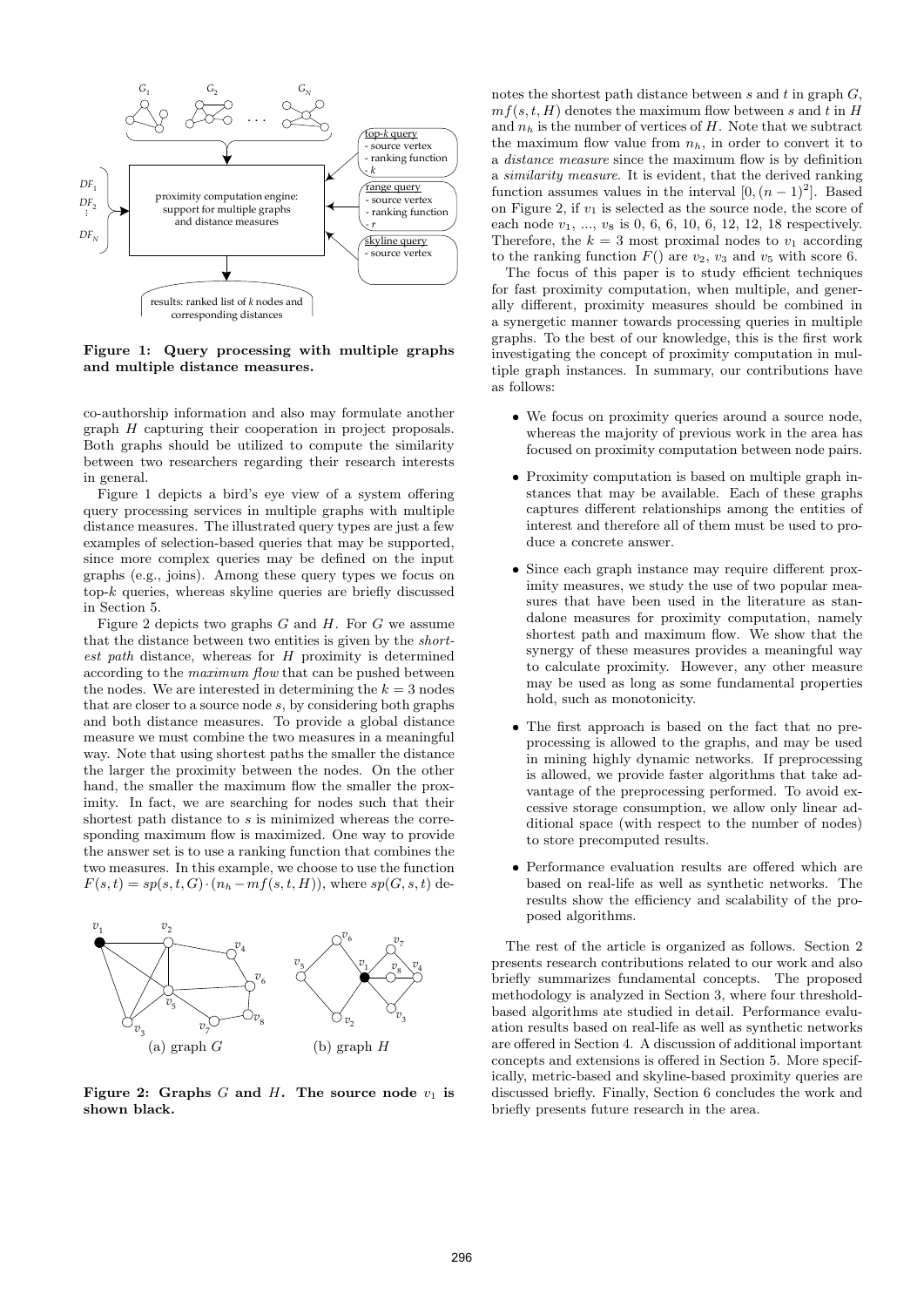G1 G2 GN

. . .

top-*k* query
- source vertex
- ranking function
- *k*

range query
- source vertex
- ranking function
- *r*

skyline query
- source vertex

DF1
DF2
⋮
DFN

proximity computation engine: support for multiple graphs and distance measures

results: ranked list of *k* nodes and corresponding distances

**Figure 1: Query processing with multiple graphs and multiple distance measures.**

co-authorship information and also may formulate another graph $H$ capturing their cooperation in project proposals. Both graphs should be utilized to compute the similarity between two researchers regarding their research interests in general.

Figure 1 depicts a bird's eye view of a system offering query processing services in multiple graphs with multiple distance measures. The illustrated query types are just a few examples of selection-based queries that may be supported, since more complex queries may be defined on the input graphs (e.g., joins). Among these query types we focus on top-$k$ queries, whereas skyline queries are briefly discussed in Section 5.

Figure 2 depicts two graphs $G$ and $H$. For $G$ we assume that the distance between two entities is given by the *shortest path* distance, whereas for $H$ proximity is determined according to the *maximum flow* that can be pushed between the nodes. We are interested in determining the $k = 3$ nodes that are closer to a source node $s$, by considering both graphs and both distance measures. To provide a global distance measure we must combine the two measures in a meaningful way. Note that using shortest paths the smaller the distance the larger the proximity between the nodes. On the other hand, the smaller the maximum flow the smaller the proximity. In fact, we are searching for nodes such that their shortest path distance to $s$ is minimized whereas the corresponding maximum flow is maximized. One way to provide the answer set is to use a ranking function that combines the two measures. In this example, we choose to use the function $F(s, t) = sp(s, t, G) \cdot (n_h - mf(s, t, H))$, where $sp(G, s, t)$ denotes the shortest path distance between $s$ and $t$ in graph $G$, $mf(s, t, H)$ denotes the maximum flow between $s$ and $t$ in $H$ and $n_h$ is the number of vertices of $H$. Note that we subtract the maximum flow value from $n_h$, in order to convert it to a *distance measure* since the maximum flow is by definition a *similarity measure*. It is evident, that the derived ranking function assumes values in the interval $[0, (n-1)^2]$. Based on Figure 2, if $v_1$ is selected as the source node, the score of each node $v_1$, ..., $v_8$ is 0, 6, 6, 10, 6, 12, 12, 18 respectively. Therefore, the $k = 3$ most proximal nodes to $v_1$ according to the ranking function $F()$ are $v_2$, $v_3$ and $v_5$ with score 6.

v1 v2 v3 v4 v5 v6 v7 v8

(a) graph $G$

v1 v2 v3 v4 v5 v6 v7 v8

(b) graph $H$

**Figure 2: Graphs $G$ and $H$. The source node $v_1$ is shown black.**

The focus of this paper is to study efficient techniques for fast proximity computation, when multiple, and generally different, proximity measures should be combined in a synergetic manner towards processing queries in multiple graphs. To the best of our knowledge, this is the first work investigating the concept of proximity computation in multiple graph instances. In summary, our contributions have as follows:

- We focus on proximity queries around a source node, whereas the majority of previous work in the area has focused on proximity computation between node pairs.
- Proximity computation is based on multiple graph instances that may be available. Each of these graphs captures different relationships among the entities of interest and therefore all of them must be used to produce a concrete answer.
- Since each graph instance may require different proximity measures, we study the use of two popular measures that have been used in the literature as standalone measures for proximity computation, namely shortest path and maximum flow. We show that the synergy of these measures provides a meaningful way to calculate proximity. However, any other measure may be used as long as some fundamental properties hold, such as monotonicity.
- The first approach is based on the fact that no preprocessing is allowed to the graphs, and may be used in mining highly dynamic networks. If preprocessing is allowed, we provide faster algorithms that take advantage of the preprocessing performed. To avoid excessive storage consumption, we allow only linear additional space (with respect to the number of nodes) to store precomputed results.
- Performance evaluation results are offered which are based on real-life as well as synthetic networks. The results show the efficiency and scalability of the proposed algorithms.

The rest of the article is organized as follows. Section 2 presents research contributions related to our work and also briefly summarizes fundamental concepts. The proposed methodology is analyzed in Section 3, where four threshold-based algorithms ate studied in detail. Performance evaluation results based on real-life as well as synthetic networks are offered in Section 4. A discussion of additional important concepts and extensions is offered in Section 5. More specifically, metric-based and skyline-based proximity queries are discussed briefly. Finally, Section 6 concludes the work and briefly presents future research in the area.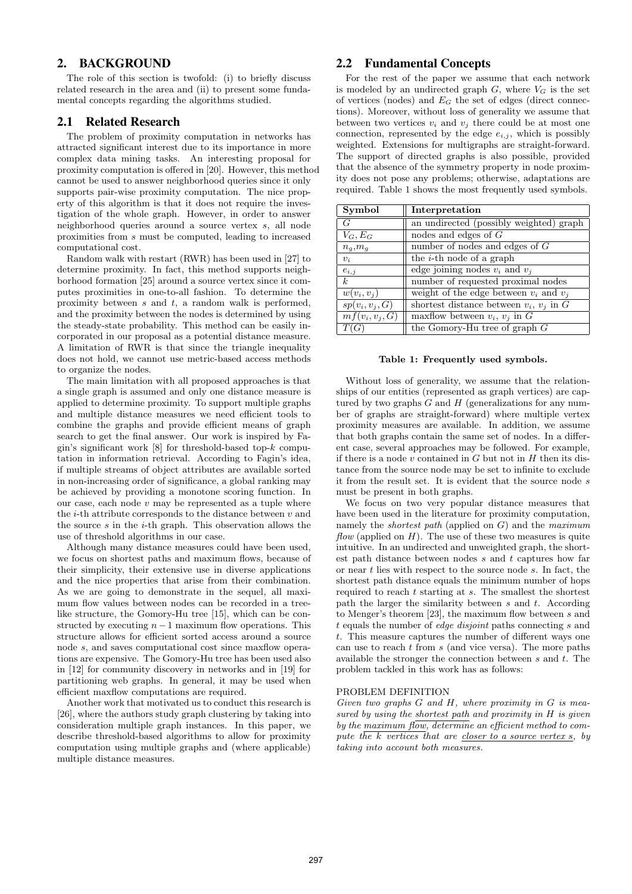## 2. BACKGROUND

The role of this section is twofold: (i) to briefly discuss related research in the area and (ii) to present some fundamental concepts regarding the algorithms studied.

### 2.1 Related Research

The problem of proximity computation in networks has attracted significant interest due to its importance in more complex data mining tasks. An interesting proposal for proximity computation is offered in [20]. However, this method cannot be used to answer neighborhood queries since it only supports pair-wise proximity computation. The nice property of this algorithm is that it does not require the investigation of the whole graph. However, in order to answer neighborhood queries around a source vertex $s$, all node proximities from $s$ must be computed, leading to increased computational cost.

Random walk with restart (RWR) has been used in [27] to determine proximity. In fact, this method supports neighborhood formation [25] around a source vertex since it computes proximities in one-to-all fashion. To determine the proximity between $s$ and $t$, a random walk is performed, and the proximity between the nodes is determined by using the steady-state probability. This method can be easily incorporated in our proposal as a potential distance measure. A limitation of RWR is that since the triangle inequality does not hold, we cannot use metric-based access methods to organize the nodes.

The main limitation with all proposed approaches is that a single graph is assumed and only one distance measure is applied to determine proximity. To support multiple graphs and multiple distance measures we need efficient tools to combine the graphs and provide efficient means of graph search to get the final answer. Our work is inspired by Fagin's significant work [8] for threshold-based top-$k$ computation in information retrieval. According to Fagin's idea, if multiple streams of object attributes are available sorted in non-increasing order of significance, a global ranking may be achieved by providing a monotone scoring function. In our case, each node $v$ may be represented as a tuple where the $i$-th attribute corresponds to the distance between $v$ and the source $s$ in the $i$-th graph. This observation allows the use of threshold algorithms in our case.

Although many distance measures could have been used, we focus on shortest paths and maximum flows, because of their simplicity, their extensive use in diverse applications and the nice properties that arise from their combination. As we are going to demonstrate in the sequel, all maximum flow values between nodes can be recorded in a tree-like structure, the Gomory-Hu tree [15], which can be constructed by executing $n-1$ maximum flow operations. This structure allows for efficient sorted access around a source node $s$, and saves computational cost since maxflow operations are expensive. The Gomory-Hu tree has been used also in [12] for community discovery in networks and in [19] for partitioning web graphs. In general, it may be used when efficient maxflow computations are required.

Another work that motivated us to conduct this research is [26], where the authors study graph clustering by taking into consideration multiple graph instances. In this paper, we describe threshold-based algorithms to allow for proximity computation using multiple graphs and (where applicable) multiple distance measures.

### 2.2 Fundamental Concepts

For the rest of the paper we assume that each network is modeled by an undirected graph $G$, where $V_G$ is the set of vertices (nodes) and $E_G$ the set of edges (direct connections). Moreover, without loss of generality we assume that between two vertices $v_i$ and $v_j$ there could be at most one connection, represented by the edge $e_{i,j}$, which is possibly weighted. Extensions for multigraphs are straight-forward. The support of directed graphs is also possible, provided that the absence of the symmetry property in node proximity does not pose any problems; otherwise, adaptations are required. Table 1 shows the most frequently used symbols.

| Symbol | Interpretation |
|---|---|
| $G$ | an undirected (possibly weighted) graph |
| $V_G, E_G$ | nodes and edges of $G$ |
| $n_g, m_g$ | number of nodes and edges of $G$ |
| $v_i$ | the $i$-th node of a graph |
| $e_{i,j}$ | edge joining nodes $v_i$ and $v_j$ |
| $k$ | number of requested proximal nodes |
| $w(v_i, v_j)$ | weight of the edge between $v_i$ and $v_j$ |
| $sp(v_i, v_j, G)$ | shortest distance between $v_i$, $v_j$ in $G$ |
| $mf(v_i, v_j, G)$ | maxflow between $v_i$, $v_j$ in $G$ |
| $T(G)$ | the Gomory-Hu tree of graph $G$ |

**Table 1: Frequently used symbols.**

Without loss of generality, we assume that the relationships of our entities (represented as graph vertices) are captured by two graphs $G$ and $H$ (generalizations for any number of graphs are straight-forward) where multiple vertex proximity measures are available. In addition, we assume that both graphs contain the same set of nodes. In a different case, several approaches may be followed. For example, if there is a node $v$ contained in $G$ but not in $H$ then its distance from the source node may be set to infinite to exclude it from the result set. It is evident that the source node $s$ must be present in both graphs.

We focus on two very popular distance measures that have been used in the literature for proximity computation, namely the *shortest path* (applied on $G$) and the *maximum flow* (applied on $H$). The use of these two measures is quite intuitive. In an undirected and unweighted graph, the shortest path distance between nodes $s$ and $t$ captures how far or near $t$ lies with respect to the source node $s$. In fact, the shortest path distance equals the minimum number of hops required to reach $t$ starting at $s$. The smallest the shortest path the larger the similarity between $s$ and $t$. According to Menger's theorem [23], the maximum flow between $s$ and $t$ equals the number of *edge disjoint* paths connecting $s$ and $t$. This measure captures the number of different ways one can use to reach $t$ from $s$ (and vice versa). The more paths available the stronger the connection between $s$ and $t$. The problem tackled in this work has as follows:

PROBLEM DEFINITION

*Given two graphs $G$ and $H$, where proximity in $G$ is measured by using the shortest path and proximity in $H$ is given by the maximum flow, determine an efficient method to compute the $k$ vertices that are closer to a source vertex $s$, by taking into account both measures.*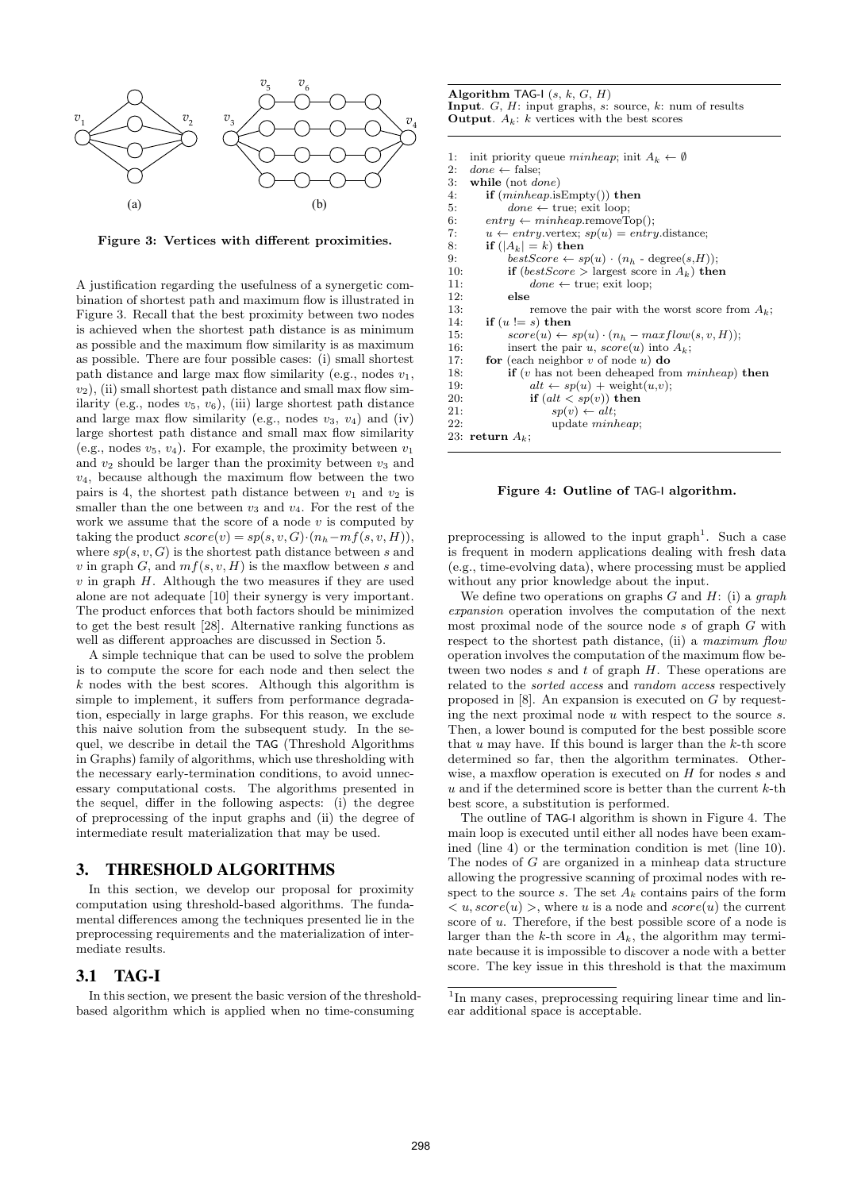(a) (b)

$v_1$ $v_2$ $v_3$ $v_4$ $v_5$ $v_6$

**Figure 3: Vertices with different proximities.**

A justification regarding the usefulness of a synergetic combination of shortest path and maximum flow is illustrated in Figure 3. Recall that the best proximity between two nodes is achieved when the shortest path distance is as minimum as possible and the maximum flow similarity is as maximum as possible. There are four possible cases: (i) small shortest path distance and large max flow similarity (e.g., nodes $v_1$, $v_2$), (ii) small shortest path distance and small max flow similarity (e.g., nodes $v_5$, $v_6$), (iii) large shortest path distance and large max flow similarity (e.g., nodes $v_3$, $v_4$) and (iv) large shortest path distance and small max flow similarity (e.g., nodes $v_5$, $v_4$). For example, the proximity between $v_1$ and $v_2$ should be larger than the proximity between $v_3$ and $v_4$, because although the maximum flow between the two pairs is 4, the shortest path distance between $v_1$ and $v_2$ is smaller than the one between $v_3$ and $v_4$. For the rest of the work we assume that the score of a node $v$ is computed by taking the product $score(v) = sp(s, v, G) \cdot (n_h - mf(s, v, H))$, where $sp(s, v, G)$ is the shortest path distance between $s$ and $v$ in graph $G$, and $mf(s, v, H)$ is the maxflow between $s$ and $v$ in graph $H$. Although the two measures if they are used alone are not adequate [10] their synergy is very important. The product enforces that both factors should be minimized to get the best result [28]. Alternative ranking functions as well as different approaches are discussed in Section 5.

A simple technique that can be used to solve the problem is to compute the score for each node and then select the $k$ nodes with the best scores. Although this algorithm is simple to implement, it suffers from performance degradation, especially in large graphs. For this reason, we exclude this naive solution from the subsequent study. In the sequel, we describe in detail the TAG (Threshold Algorithms in Graphs) family of algorithms, which use thresholding with the necessary early-termination conditions, to avoid unnecessary computational costs. The algorithms presented in the sequel, differ in the following aspects: (i) the degree of preprocessing of the input graphs and (ii) the degree of intermediate result materialization that may be used.

## 3. THRESHOLD ALGORITHMS

In this section, we develop our proposal for proximity computation using threshold-based algorithms. The fundamental differences among the techniques presented lie in the preprocessing requirements and the materialization of intermediate results.

### 3.1 TAG-I

In this section, we present the basic version of the threshold-based algorithm which is applied when no time-consuming preprocessing is allowed to the input graph[1]. Such a case is frequent in modern applications dealing with fresh data (e.g., time-evolving data), where processing must be applied without any prior knowledge about the input.

---

**Algorithm** TAG-I ($s$, $k$, $G$, $H$)
**Input**. $G$, $H$: input graphs, $s$: source, $k$: num of results
**Output**. $A_k$: $k$ vertices with the best scores

```
1:  init priority queue minheap; init A_k ← ∅
2:  done ← false;
3:  while (not done)
4:      if (minheap.isEmpty()) then
5:          done ← true; exit loop;
6:      entry ← minheap.removeTop();
7:      u ← entry.vertex; sp(u) = entry.distance;
8:      if (|A_k| = k) then
9:          bestScore ← sp(u) · (n_h - degree(s,H));
10:         if (bestScore > largest score in A_k) then
11:             done ← true; exit loop;
12:         else
13:             remove the pair with the worst score from A_k;
14:     if (u != s) then
15:         score(u) ← sp(u) · (n_h − maxflow(s, v, H));
16:         insert the pair u, score(u) into A_k;
17:     for (each neighbor v of node u) do
18:         if (v has not been deheaped from minheap) then
19:             alt ← sp(u) + weight(u,v);
20:             if (alt < sp(v)) then
21:                 sp(v) ← alt;
22:                 update minheap;
23: return A_k;
```

---

**Figure 4: Outline of TAG-I algorithm.**

We define two operations on graphs $G$ and $H$: (i) a *graph expansion* operation involves the computation of the next most proximal node of the source node $s$ of graph $G$ with respect to the shortest path distance, (ii) a *maximum flow* operation involves the computation of the maximum flow between two nodes $s$ and $t$ of graph $H$. These operations are related to the *sorted access* and *random access* respectively proposed in [8]. An expansion is executed on $G$ by requesting the next proximal node $u$ with respect to the source $s$. Then, a lower bound is computed for the best possible score that $u$ may have. If this bound is larger than the $k$-th score determined so far, then the algorithm terminates. Otherwise, a maxflow operation is executed on $H$ for nodes $s$ and $u$ and if the determined score is better than the current $k$-th best score, a substitution is performed.

The outline of TAG-I algorithm is shown in Figure 4. The main loop is executed until either all nodes have been examined (line 4) or the termination condition is met (line 10). The nodes of $G$ are organized in a minheap data structure allowing the progressive scanning of proximal nodes with respect to the source $s$. The set $A_k$ contains pairs of the form $< u, score(u) >$, where $u$ is a node and $score(u)$ the current score of $u$. Therefore, if the best possible score of a node is larger than the $k$-th score in $A_k$, the algorithm may terminate because it is impossible to discover a node with a better score. The key issue in this threshold is that the maximum

---

[1] In many cases, preprocessing requiring linear time and linear additional space is acceptable.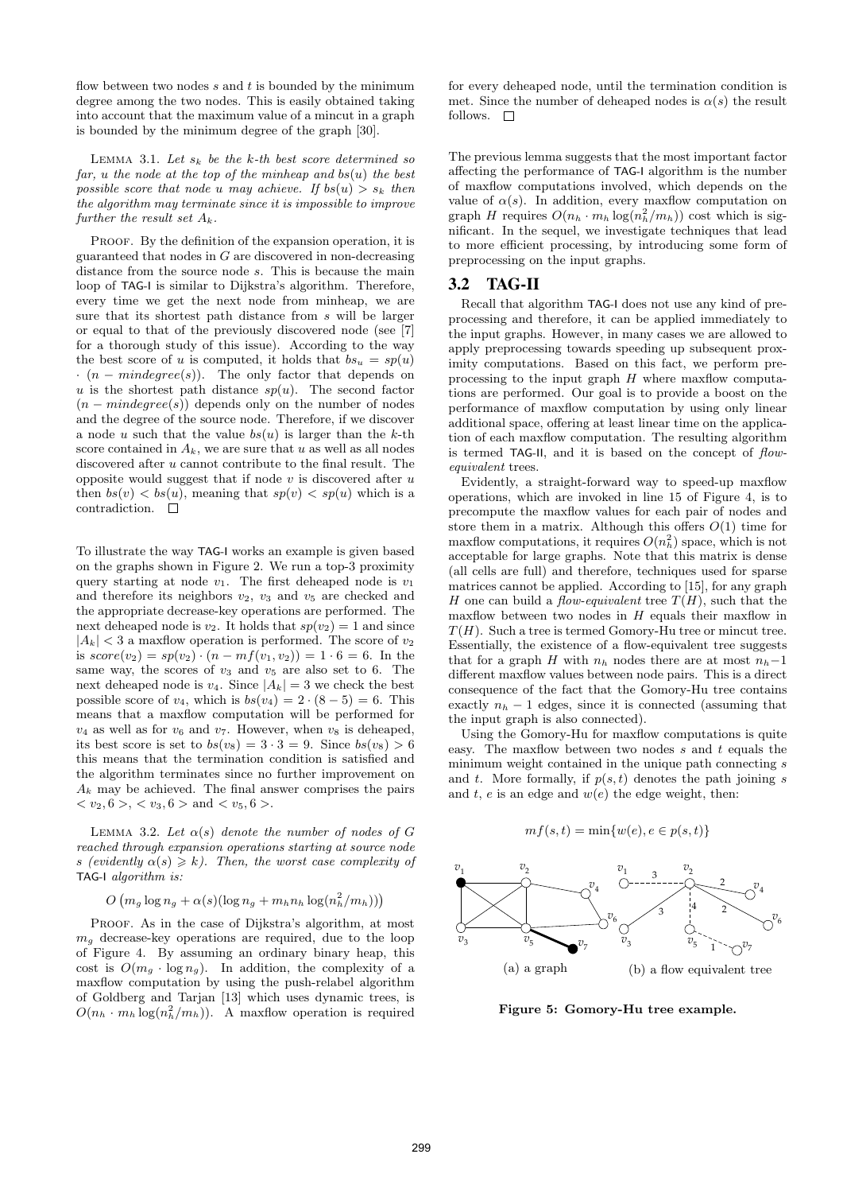flow between two nodes $s$ and $t$ is bounded by the minimum degree among the two nodes. This is easily obtained taking into account that the maximum value of a mincut in a graph is bounded by the minimum degree of the graph [30].

LEMMA 3.1. *Let $s_k$ be the $k$-th best score determined so far, $u$ the node at the top of the minheap and $bs(u)$ the best possible score that node $u$ may achieve. If $bs(u) > s_k$ then the algorithm may terminate since it is impossible to improve further the result set $A_k$.*

PROOF. By the definition of the expansion operation, it is guaranteed that nodes in $G$ are discovered in non-decreasing distance from the source node $s$. This is because the main loop of TAG-I is similar to Dijkstra's algorithm. Therefore, every time we get the next node from minheap, we are sure that its shortest path distance from $s$ will be larger or equal to that of the previously discovered node (see [7] for a thorough study of this issue). According to the way the best score of $u$ is computed, it holds that $bs_u = sp(u) \cdot (n - mindegree(s))$. The only factor that depends on $u$ is the shortest path distance $sp(u)$. The second factor $(n - mindegree(s))$ depends only on the number of nodes and the degree of the source node. Therefore, if we discover a node $u$ such that the value $bs(u)$ is larger than the $k$-th score contained in $A_k$, we are sure that $u$ as well as all nodes discovered after $u$ cannot contribute to the final result. The opposite would suggest that if node $v$ is discovered after $u$ then $bs(v) < bs(u)$, meaning that $sp(v) < sp(u)$ which is a contradiction. □

To illustrate the way TAG-I works an example is given based on the graphs shown in Figure 2. We run a top-3 proximity query starting at node $v_1$. The first deheaped node is $v_1$ and therefore its neighbors $v_2$, $v_3$ and $v_5$ are checked and the appropriate decrease-key operations are performed. The next deheaped node is $v_2$. It holds that $sp(v_2) = 1$ and since $|A_k| < 3$ a maxflow operation is performed. The score of $v_2$ is $score(v_2) = sp(v_2) \cdot (n - mf(v_1, v_2)) = 1 \cdot 6 = 6$. In the same way, the scores of $v_3$ and $v_5$ are also set to 6. The next deheaped node is $v_4$. Since $|A_k| = 3$ we check the best possible score of $v_4$, which is $bs(v_4) = 2 \cdot (8 - 5) = 6$. This means that a maxflow computation will be performed for $v_4$ as well as for $v_6$ and $v_7$. However, when $v_8$ is deheaped, its best score is set to $bs(v_8) = 3 \cdot 3 = 9$. Since $bs(v_8) > 6$ this means that the termination condition is satisfied and the algorithm terminates since no further improvement on $A_k$ may be achieved. The final answer comprises the pairs $< v_2, 6 >$, $< v_3, 6 >$ and $< v_5, 6 >$.

LEMMA 3.2. *Let $\alpha(s)$ denote the number of nodes of $G$ reached through expansion operations starting at source node $s$ (evidently $\alpha(s) \geqslant k$). Then, the worst case complexity of TAG-I algorithm is:*

$$O\left(m_g \log n_g + \alpha(s)(\log n_g + m_h n_h \log(n_h^2/m_h))\right)$$

PROOF. As in the case of Dijkstra's algorithm, at most $m_g$ decrease-key operations are required, due to the loop of Figure 4. By assuming an ordinary binary heap, this cost is $O(m_g \cdot \log n_g)$. In addition, the complexity of a maxflow computation by using the push-relabel algorithm of Goldberg and Tarjan [13] which uses dynamic trees, is $O(n_h \cdot m_h \log(n_h^2/m_h))$. A maxflow operation is required for every deheaped node, until the termination condition is met. Since the number of deheaped nodes is $\alpha(s)$ the result follows. □

The previous lemma suggests that the most important factor affecting the performance of TAG-I algorithm is the number of maxflow computations involved, which depends on the value of $\alpha(s)$. In addition, every maxflow computation on graph $H$ requires $O(n_h \cdot m_h \log(n_h^2/m_h))$ cost which is significant. In the sequel, we investigate techniques that lead to more efficient processing, by introducing some form of preprocessing on the input graphs.

## 3.2 TAG-II

Recall that algorithm TAG-I does not use any kind of preprocessing and therefore, it can be applied immediately to the input graphs. However, in many cases we are allowed to apply preprocessing towards speeding up subsequent proximity computations. Based on this fact, we perform preprocessing to the input graph $H$ where maxflow computations are performed. Our goal is to provide a boost on the performance of maxflow computation by using only linear additional space, offering at least linear time on the application of each maxflow computation. The resulting algorithm is termed TAG-II, and it is based on the concept of *flow-equivalent* trees.

Evidently, a straight-forward way to speed-up maxflow operations, which are invoked in line 15 of Figure 4, is to precompute the maxflow values for each pair of nodes and store them in a matrix. Although this offers $O(1)$ time for maxflow computations, it requires $O(n_h^2)$ space, which is not acceptable for large graphs. Note that this matrix is dense (all cells are full) and therefore, techniques used for sparse matrices cannot be applied. According to [15], for any graph $H$ one can build a *flow-equivalent* tree $T(H)$, such that the maxflow between two nodes in $H$ equals their maxflow in $T(H)$. Such a tree is termed Gomory-Hu tree or mincut tree. Essentially, the existence of a flow-equivalent tree suggests that for a graph $H$ with $n_h$ nodes there are at most $n_h-1$ different maxflow values between node pairs. This is a direct consequence of the fact that the Gomory-Hu tree contains exactly $n_h - 1$ edges, since it is connected (assuming that the input graph is also connected).

Using the Gomory-Hu for maxflow computations is quite easy. The maxflow between two nodes $s$ and $t$ equals the minimum weight contained in the unique path connecting $s$ and $t$. More formally, if $p(s,t)$ denotes the path joining $s$ and $t$, $e$ is an edge and $w(e)$ the edge weight, then:

$$mf(s,t) = \min\{w(e), e \in p(s,t)\}$$

(a) a graph

(b) a flow equivalent tree

**Figure 5: Gomory-Hu tree example.**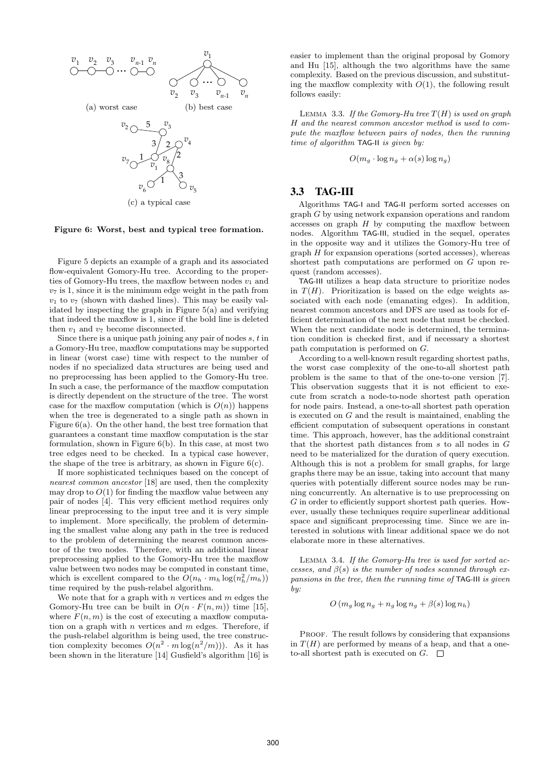$v_1$ $v_2$ $v_3$ ... $v_{n-1}$ $v_n$

(a) worst case

$v_1$

$v_2$ $v_3$ ... $v_{n-1}$ $v_n$

(b) best case

$v_2$ 5 $v_3$ 3 2 $v_4$ $v_7$ 1 $v_1$ $v_8$ 2 3 1 $v_6$ $v_5$

(c) a typical case

**Figure 6: Worst, best and typical tree formation.**

Figure 5 depicts an example of a graph and its associated flow-equivalent Gomory-Hu tree. According to the properties of Gomory-Hu trees, the maxflow between nodes $v_1$ and $v_7$ is 1, since it is the minimum edge weight in the path from $v_1$ to $v_7$ (shown with dashed lines). This may be easily validated by inspecting the graph in Figure 5(a) and verifying that indeed the maxflow is 1, since if the bold line is deleted then $v_1$ and $v_7$ become disconnected.

Since there is a unique path joining any pair of nodes $s$, $t$ in a Gomory-Hu tree, maxflow computations may be supported in linear (worst case) time with respect to the number of nodes if no specialized data structures are being used and no preprocessing has been applied to the Gomory-Hu tree. In such a case, the performance of the maxflow computation is directly dependent on the structure of the tree. The worst case for the maxflow computation (which is $O(n)$) happens when the tree is degenerated to a single path as shown in Figure 6(a). On the other hand, the best tree formation that guarantees a constant time maxflow computation is the star formulation, shown in Figure 6(b). In this case, at most two tree edges need to be checked. In a typical case however, the shape of the tree is arbitrary, as shown in Figure 6(c).

If more sophisticated techniques based on the concept of *nearest common ancestor* [18] are used, then the complexity may drop to $O(1)$ for finding the maxflow value between any pair of nodes [4]. This very efficient method requires only linear preprocessing to the input tree and it is very simple to implement. More specifically, the problem of determining the smallest value along any path in the tree is reduced to the problem of determining the nearest common ancestor of the two nodes. Therefore, with an additional linear preprocessing applied to the Gomory-Hu tree the maxflow value between two nodes may be computed in constant time, which is excellent compared to the $O(n_h \cdot m_h \log(n_h^2/m_h))$ time required by the push-relabel algorithm.

We note that for a graph with $n$ vertices and $m$ edges the Gomory-Hu tree can be built in $O(n \cdot F(n,m))$ time [15], where $F(n,m)$ is the cost of executing a maxflow computation on a graph with $n$ vertices and $m$ edges. Therefore, if the push-relabel algorithm is being used, the tree construction complexity becomes $O(n^2 \cdot m \log(n^2/m)))$. As it has been shown in the literature [14] Gusfield's algorithm [16] is easier to implement than the original proposal by Gomory and Hu [15], although the two algorithms have the same complexity. Based on the previous discussion, and substituting the maxflow complexity with $O(1)$, the following result follows easily:

Lemma 3.3. *If the Gomory-Hu tree $T(H)$ is used on graph $H$ and the nearest common ancestor method is used to compute the maxflow between pairs of nodes, then the running time of algorithm* TAG-II *is given by:*

$$O(m_g \cdot \log n_g + \alpha(s) \log n_g)$$

### 3.3 TAG-III

Algorithms TAG-I and TAG-II perform sorted accesses on graph $G$ by using network expansion operations and random accesses on graph $H$ by computing the maxflow between nodes. Algorithm TAG-III, studied in the sequel, operates in the opposite way and it utilizes the Gomory-Hu tree of graph $H$ for expansion operations (sorted accesses), whereas shortest path computations are performed on $G$ upon request (random accesses).

TAG-III utilizes a heap data structure to prioritize nodes in $T(H)$. Prioritization is based on the edge weights associated with each node (emanating edges). In addition, nearest common ancestors and DFS are used as tools for efficient determination of the next node that must be checked. When the next candidate node is determined, the termination condition is checked first, and if necessary a shortest path computation is performed on $G$.

According to a well-known result regarding shortest paths, the worst case complexity of the one-to-all shortest path problem is the same to that of the one-to-one version [7]. This observation suggests that it is not efficient to execute from scratch a node-to-node shortest path operation for node pairs. Instead, a one-to-all shortest path operation is executed on $G$ and the result is maintained, enabling the efficient computation of subsequent operations in constant time. This approach, however, has the additional constraint that the shortest path distances from $s$ to all nodes in $G$ need to be materialized for the duration of query execution. Although this is not a problem for small graphs, for large graphs there may be an issue, taking into account that many queries with potentially different source nodes may be running concurrently. An alternative is to use preprocessing on $G$ in order to efficiently support shortest path queries. However, usually these techniques require superlinear additional space and significant preprocessing time. Since we are interested in solutions with linear additional space we do not elaborate more in these alternatives.

Lemma 3.4. *If the Gomory-Hu tree is used for sorted accesses, and $\beta(s)$ is the number of nodes scanned through expansions in the tree, then the running time of* TAG-III *is given by:*

$$O\left(m_g \log n_g + n_g \log n_g + \beta(s) \log n_h\right)$$

Proof. The result follows by considering that expansions in $T(H)$ are performed by means of a heap, and that a one-to-all shortest path is executed on $G$. $\square$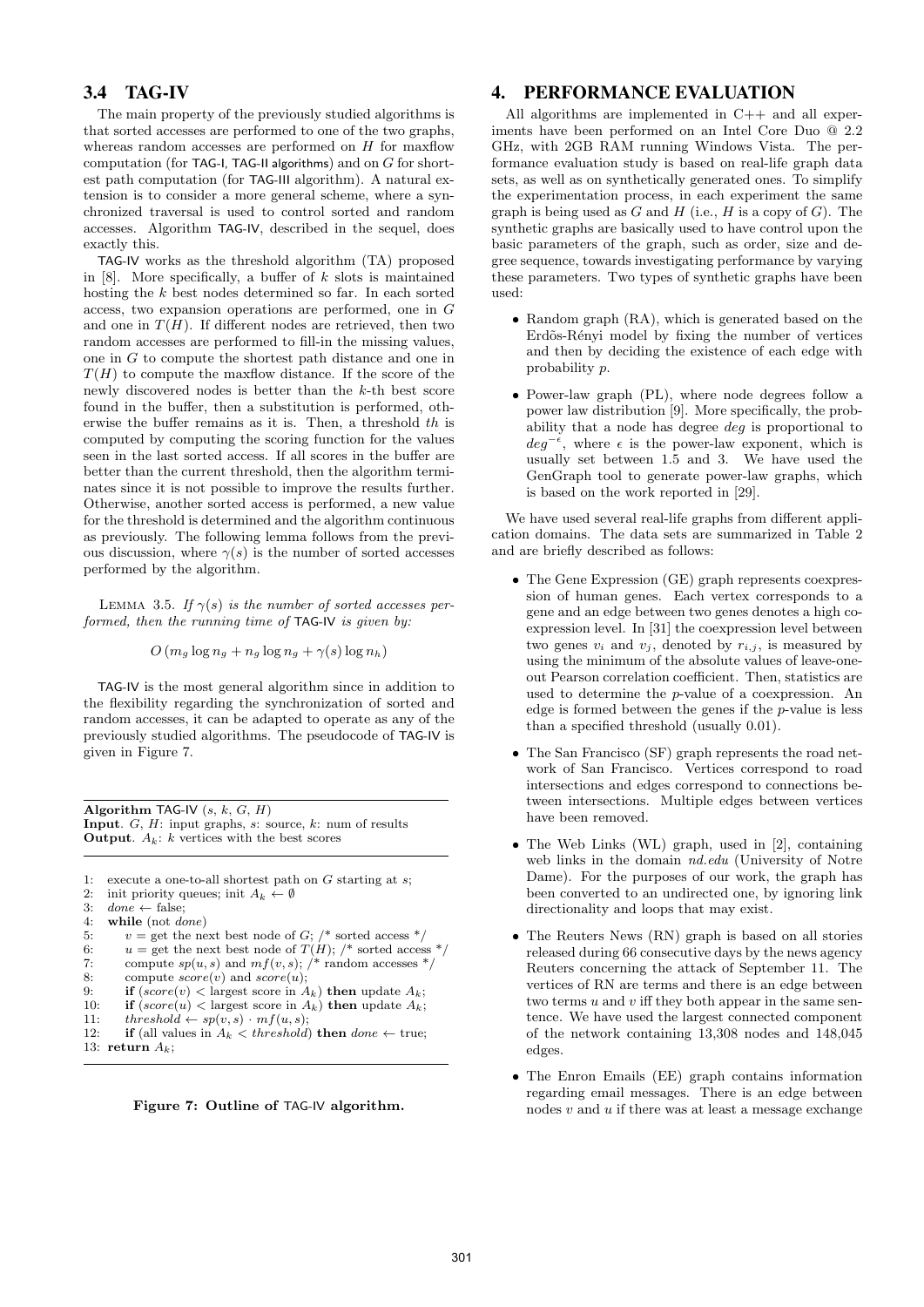## 3.4 TAG-IV

The main property of the previously studied algorithms is that sorted accesses are performed to one of the two graphs, whereas random accesses are performed on $H$ for maxflow computation (for TAG-I, TAG-II algorithms) and on $G$ for shortest path computation (for TAG-III algorithm). A natural extension is to consider a more general scheme, where a synchronized traversal is used to control sorted and random accesses. Algorithm TAG-IV, described in the sequel, does exactly this.

TAG-IV works as the threshold algorithm (TA) proposed in [8]. More specifically, a buffer of $k$ slots is maintained hosting the $k$ best nodes determined so far. In each sorted access, two expansion operations are performed, one in $G$ and one in $T(H)$. If different nodes are retrieved, then two random accesses are performed to fill-in the missing values, one in $G$ to compute the shortest path distance and one in $T(H)$ to compute the maxflow distance. If the score of the newly discovered nodes is better than the $k$-th best score found in the buffer, then a substitution is performed, otherwise the buffer remains as it is. Then, a threshold $th$ is computed by computing the scoring function for the values seen in the last sorted access. If all scores in the buffer are better than the current threshold, then the algorithm terminates since it is not possible to improve the results further. Otherwise, another sorted access is performed, a new value for the threshold is determined and the algorithm continuous as previously. The following lemma follows from the previous discussion, where $\gamma(s)$ is the number of sorted accesses performed by the algorithm.

LEMMA 3.5. *If $\gamma(s)$ is the number of sorted accesses performed, then the running time of TAG-IV is given by:*

$$O\left(m_g \log n_g + n_g \log n_g + \gamma(s) \log n_h\right)$$

TAG-IV is the most general algorithm since in addition to the flexibility regarding the synchronization of sorted and random accesses, it can be adapted to operate as any of the previously studied algorithms. The pseudocode of TAG-IV is given in Figure 7.

**Algorithm** TAG-IV ($s$, $k$, $G$, $H$)
**Input**. $G$, $H$: input graphs, $s$: source, $k$: num of results
**Output**. $A_k$: $k$ vertices with the best scores

```
1:  execute a one-to-all shortest path on G starting at s;
2:  init priority queues; init A_k ← ∅
3:  done ← false;
4:  while (not done)
5:      v = get the next best node of G; /* sorted access */
6:      u = get the next best node of T(H); /* sorted access */
7:      compute sp(u, s) and mf(v, s); /* random accesses */
8:      compute score(v) and score(u);
9:      if (score(v) < largest score in A_k) then update A_k;
10:     if (score(u) < largest score in A_k) then update A_k;
11:     threshold ← sp(v, s) · mf(u, s);
12:     if (all values in A_k < threshold) then done ← true;
13: return A_k;
```

**Figure 7: Outline of TAG-IV algorithm.**

# 4. PERFORMANCE EVALUATION

All algorithms are implemented in C++ and all experiments have been performed on an Intel Core Duo @ 2.2 GHz, with 2GB RAM running Windows Vista. The performance evaluation study is based on real-life graph data sets, as well as on synthetically generated ones. To simplify the experimentation process, in each experiment the same graph is being used as $G$ and $H$ (i.e., $H$ is a copy of $G$). The synthetic graphs are basically used to have control upon the basic parameters of the graph, such as order, size and degree sequence, towards investigating performance by varying these parameters. Two types of synthetic graphs have been used:

- Random graph (RA), which is generated based on the Erdős-Rényi model by fixing the number of vertices and then by deciding the existence of each edge with probability $p$.
- Power-law graph (PL), where node degrees follow a power law distribution [9]. More specifically, the probability that a node has degree $deg$ is proportional to $deg^{-\epsilon}$, where $\epsilon$ is the power-law exponent, which is usually set between 1.5 and 3. We have used the GenGraph tool to generate power-law graphs, which is based on the work reported in [29].

We have used several real-life graphs from different application domains. The data sets are summarized in Table 2 and are briefly described as follows:

- The Gene Expression (GE) graph represents coexpression of human genes. Each vertex corresponds to a gene and an edge between two genes denotes a high coexpression level. In [31] the coexpression level between two genes $v_i$ and $v_j$, denoted by $r_{i,j}$, is measured by using the minimum of the absolute values of leave-one-out Pearson correlation coefficient. Then, statistics are used to determine the $p$-value of a coexpression. An edge is formed between the genes if the $p$-value is less than a specified threshold (usually 0.01).
- The San Francisco (SF) graph represents the road network of San Francisco. Vertices correspond to road intersections and edges correspond to connections between intersections. Multiple edges between vertices have been removed.
- The Web Links (WL) graph, used in [2], containing web links in the domain *nd.edu* (University of Notre Dame). For the purposes of our work, the graph has been converted to an undirected one, by ignoring link directionality and loops that may exist.
- The Reuters News (RN) graph is based on all stories released during 66 consecutive days by the news agency Reuters concerning the attack of September 11. The vertices of RN are terms and there is an edge between two terms $u$ and $v$ iff they both appear in the same sentence. We have used the largest connected component of the network containing 13,308 nodes and 148,045 edges.
- The Enron Emails (EE) graph contains information regarding email messages. There is an edge between nodes $v$ and $u$ if there was at least a message exchange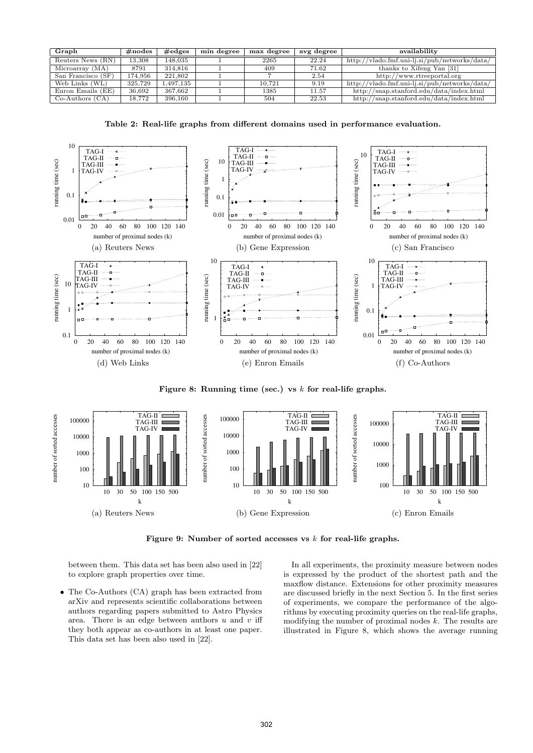| Graph | #nodes | #edges | min degree | max degree | avg degree | availability |
|---|---|---|---|---|---|---|
| Reuters News (RN) | 13,308 | 148,035 | 1 | 2265 | 22.24 | http://vlado.fmf.uni-lj.si/pub/networks/data/ |
| Microarray (MA) | 8791 | 314,816 | 1 | 409 | 71.62 | thanks to Xifeng Yan [31] |
| San Francisco (SF) | 174,956 | 221,802 | 1 | 7 | 2.54 | http://www.rtreeportal.org |
| Web Links (WL) | 325,729 | 1,497,135 | 1 | 10,721 | 9.19 | http://vlado.fmf.uni-lj.si/pub/networks/data/ |
| Enron Emails (EE) | 36,692 | 367,662 | 1 | 1385 | 11.57 | http://snap.stanford.edu/data/index.html |
| Co-Authors (CA) | 18,772 | 396,160 | 1 | 504 | 22.53 | http://snap.stanford.edu/data/index.html |

**Table 2: Real-life graphs from different domains used in performance evaluation.**

(a) Reuters News (b) Gene Expression (c) San Francisco (d) Web Links (e) Enron Emails (f) Co-Authors

**Figure 8: Running time (sec.) vs $k$ for real-life graphs.**

(a) Reuters News (b) Gene Expression (c) Enron Emails

**Figure 9: Number of sorted accesses vs $k$ for real-life graphs.**

between them. This data set has been also used in [22] to explore graph properties over time.

- The Co-Authors (CA) graph has been extracted from arXiv and represents scientific collaborations between authors regarding papers submitted to Astro Physics area. There is an edge between authors $u$ and $v$ iff they both appear as co-authors in at least one paper. This data set has been also used in [22].

In all experiments, the proximity measure between nodes is expressed by the product of the shortest path and the maxflow distance. Extensions for other proximity measures are discussed briefly in the next Section 5. In the first series of experiments, we compare the performance of the algorithms by executing proximity queries on the real-life graphs, modifying the number of proximal nodes $k$. The results are illustrated in Figure 8, which shows the average running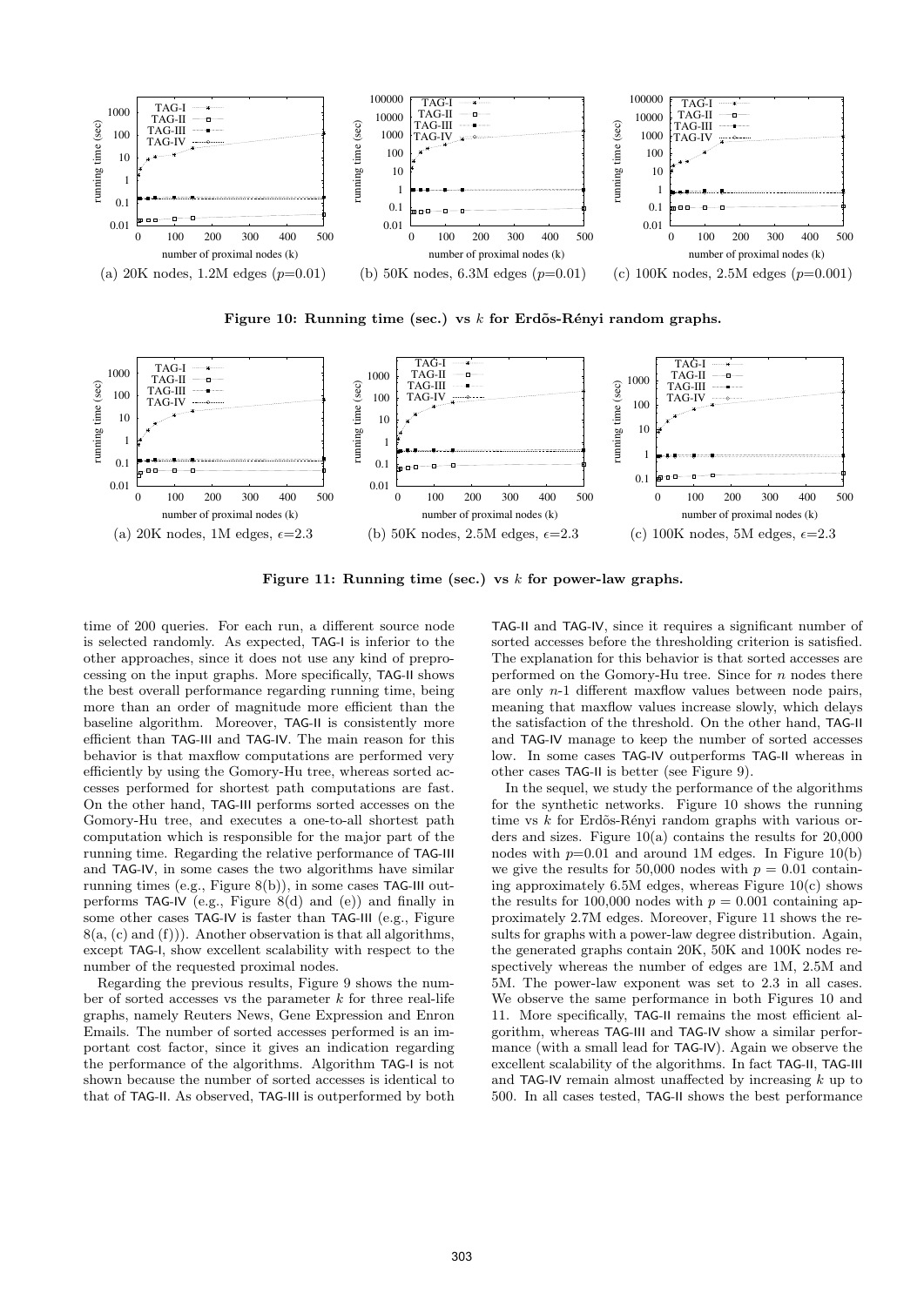(a) 20K nodes, 1.2M edges ($p$=0.01) (b) 50K nodes, 6.3M edges ($p$=0.01) (c) 100K nodes, 2.5M edges ($p$=0.001)

**Figure 10: Running time (sec.) vs $k$ for Erdős-Rényi random graphs.**

(a) 20K nodes, 1M edges, $\epsilon$=2.3 (b) 50K nodes, 2.5M edges, $\epsilon$=2.3 (c) 100K nodes, 5M edges, $\epsilon$=2.3

**Figure 11: Running time (sec.) vs $k$ for power-law graphs.**

time of 200 queries. For each run, a different source node is selected randomly. As expected, TAG-I is inferior to the other approaches, since it does not use any kind of preprocessing on the input graphs. More specifically, TAG-II shows the best overall performance regarding running time, being more than an order of magnitude more efficient than the baseline algorithm. Moreover, TAG-II is consistently more efficient than TAG-III and TAG-IV. The main reason for this behavior is that maxflow computations are performed very efficiently by using the Gomory-Hu tree, whereas sorted accesses performed for shortest path computations are fast. On the other hand, TAG-III performs sorted accesses on the Gomory-Hu tree, and executes a one-to-all shortest path computation which is responsible for the major part of the running time. Regarding the relative performance of TAG-III and TAG-IV, in some cases the two algorithms have similar running times (e.g., Figure 8(b)), in some cases TAG-III outperforms TAG-IV (e.g., Figure 8(d) and (e)) and finally in some other cases TAG-IV is faster than TAG-III (e.g., Figure 8(a, (c) and (f))). Another observation is that all algorithms, except TAG-I, show excellent scalability with respect to the number of the requested proximal nodes.

Regarding the previous results, Figure 9 shows the number of sorted accesses vs the parameter $k$ for three real-life graphs, namely Reuters News, Gene Expression and Enron Emails. The number of sorted accesses performed is an important cost factor, since it gives an indication regarding the performance of the algorithms. Algorithm TAG-I is not shown because the number of sorted accesses is identical to that of TAG-II. As observed, TAG-III is outperformed by both TAG-II and TAG-IV, since it requires a significant number of sorted accesses before the thresholding criterion is satisfied. The explanation for this behavior is that sorted accesses are performed on the Gomory-Hu tree. Since for $n$ nodes there are only $n$-1 different maxflow values between node pairs, meaning that maxflow values increase slowly, which delays the satisfaction of the threshold. On the other hand, TAG-II and TAG-IV manage to keep the number of sorted accesses low. In some cases TAG-IV outperforms TAG-II whereas in other cases TAG-II is better (see Figure 9).

In the sequel, we study the performance of the algorithms for the synthetic networks. Figure 10 shows the running time vs $k$ for Erdős-Rényi random graphs with various orders and sizes. Figure 10(a) contains the results for 20,000 nodes with $p$=0.01 and around 1M edges. In Figure 10(b) we give the results for 50,000 nodes with $p = 0.01$ containing approximately 6.5M edges, whereas Figure 10(c) shows the results for 100,000 nodes with $p = 0.001$ containing approximately 2.7M edges. Moreover, Figure 11 shows the results for graphs with a power-law degree distribution. Again, the generated graphs contain 20K, 50K and 100K nodes respectively whereas the number of edges are 1M, 2.5M and 5M. The power-law exponent was set to 2.3 in all cases. We observe the same performance in both Figures 10 and 11. More specifically, TAG-II remains the most efficient algorithm, whereas TAG-III and TAG-IV show a similar performance (with a small lead for TAG-IV). Again we observe the excellent scalability of the algorithms. In fact TAG-II, TAG-III and TAG-IV remain almost unaffected by increasing $k$ up to 500. In all cases tested, TAG-II shows the best performance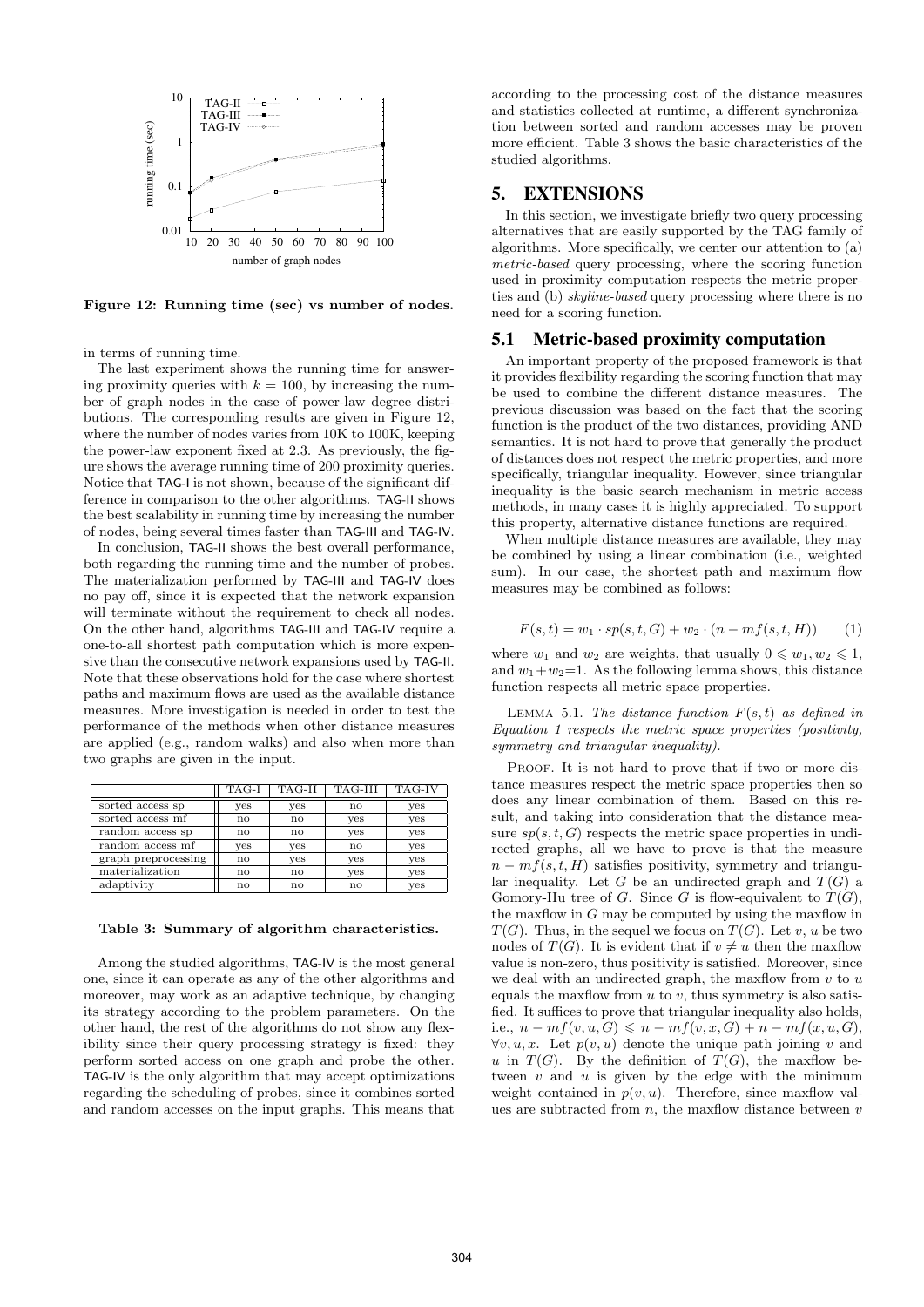Figure 12: Running time (sec) vs number of nodes.

in terms of running time.

The last experiment shows the running time for answering proximity queries with $k = 100$, by increasing the number of graph nodes in the case of power-law degree distributions. The corresponding results are given in Figure 12, where the number of nodes varies from 10K to 100K, keeping the power-law exponent fixed at 2.3. As previously, the figure shows the average running time of 200 proximity queries. Notice that TAG-I is not shown, because of the significant difference in comparison to the other algorithms. TAG-II shows the best scalability in running time by increasing the number of nodes, being several times faster than TAG-III and TAG-IV.

In conclusion, TAG-II shows the best overall performance, both regarding the running time and the number of probes. The materialization performed by TAG-III and TAG-IV does no pay off, since it is expected that the network expansion will terminate without the requirement to check all nodes. On the other hand, algorithms TAG-III and TAG-IV require a one-to-all shortest path computation which is more expensive than the consecutive network expansions used by TAG-II. Note that these observations hold for the case where shortest paths and maximum flows are used as the available distance measures. More investigation is needed in order to test the performance of the methods when other distance measures are applied (e.g., random walks) and also when more than two graphs are given in the input.

| | TAG-I | TAG-II | TAG-III | TAG-IV |
|---|---|---|---|---|
| sorted access sp | yes | yes | no | yes |
| sorted access mf | no | no | yes | yes |
| random access sp | no | no | yes | yes |
| random access mf | yes | yes | no | yes |
| graph preprocessing | no | yes | yes | yes |
| materialization | no | no | yes | yes |
| adaptivity | no | no | no | yes |

**Table 3: Summary of algorithm characteristics.**

Among the studied algorithms, TAG-IV is the most general one, since it can operate as any of the other algorithms and moreover, may work as an adaptive technique, by changing its strategy according to the problem parameters. On the other hand, the rest of the algorithms do not show any flexibility since their query processing strategy is fixed: they perform sorted access on one graph and probe the other. TAG-IV is the only algorithm that may accept optimizations regarding the scheduling of probes, since it combines sorted and random accesses on the input graphs. This means that according to the processing cost of the distance measures and statistics collected at runtime, a different synchronization between sorted and random accesses may be proven more efficient. Table 3 shows the basic characteristics of the studied algorithms.

# 5. EXTENSIONS

In this section, we investigate briefly two query processing alternatives that are easily supported by the TAG family of algorithms. More specifically, we center our attention to (a) *metric-based* query processing, where the scoring function used in proximity computation respects the metric properties and (b) *skyline-based* query processing where there is no need for a scoring function.

## 5.1 Metric-based proximity computation

An important property of the proposed framework is that it provides flexibility regarding the scoring function that may be used to combine the different distance measures. The previous discussion was based on the fact that the scoring function is the product of the two distances, providing AND semantics. It is not hard to prove that generally the product of distances does not respect the metric properties, and more specifically, triangular inequality. However, since triangular inequality is the basic search mechanism in metric access methods, in many cases it is highly appreciated. To support this property, alternative distance functions are required.

When multiple distance measures are available, they may be combined by using a linear combination (i.e., weighted sum). In our case, the shortest path and maximum flow measures may be combined as follows:

$$F(s,t) = w_1 \cdot sp(s,t,G) + w_2 \cdot (n - mf(s,t,H)) \quad (1)$$

where $w_1$ and $w_2$ are weights, that usually $0 \leqslant w_1, w_2 \leqslant 1$, and $w_1+w_2=1$. As the following lemma shows, this distance function respects all metric space properties.

LEMMA 5.1. *The distance function $F(s,t)$ as defined in Equation 1 respects the metric space properties (positivity, symmetry and triangular inequality).*

PROOF. It is not hard to prove that if two or more distance measures respect the metric space properties then so does any linear combination of them. Based on this result, and taking into consideration that the distance measure $sp(s,t,G)$ respects the metric space properties in undirected graphs, all we have to prove is that the measure $n - mf(s,t,H)$ satisfies positivity, symmetry and triangular inequality. Let $G$ be an undirected graph and $T(G)$ a Gomory-Hu tree of $G$. Since $G$ is flow-equivalent to $T(G)$, the maxflow in $G$ may be computed by using the maxflow in $T(G)$. Thus, in the sequel we focus on $T(G)$. Let $v$, $u$ be two nodes of $T(G)$. It is evident that if $v \neq u$ then the maxflow value is non-zero, thus positivity is satisfied. Moreover, since we deal with an undirected graph, the maxflow from $v$ to $u$ equals the maxflow from $u$ to $v$, thus symmetry is also satisfied. It suffices to prove that triangular inequality also holds, i.e., $n - mf(v,u,G) \leqslant n - mf(v,x,G) + n - mf(x,u,G)$, $\forall v,u,x$. Let $p(v,u)$ denote the unique path joining $v$ and $u$ in $T(G)$. By the definition of $T(G)$, the maxflow between $v$ and $u$ is given by the edge with the minimum weight contained in $p(v,u)$. Therefore, since maxflow values are subtracted from $n$, the maxflow distance between $v$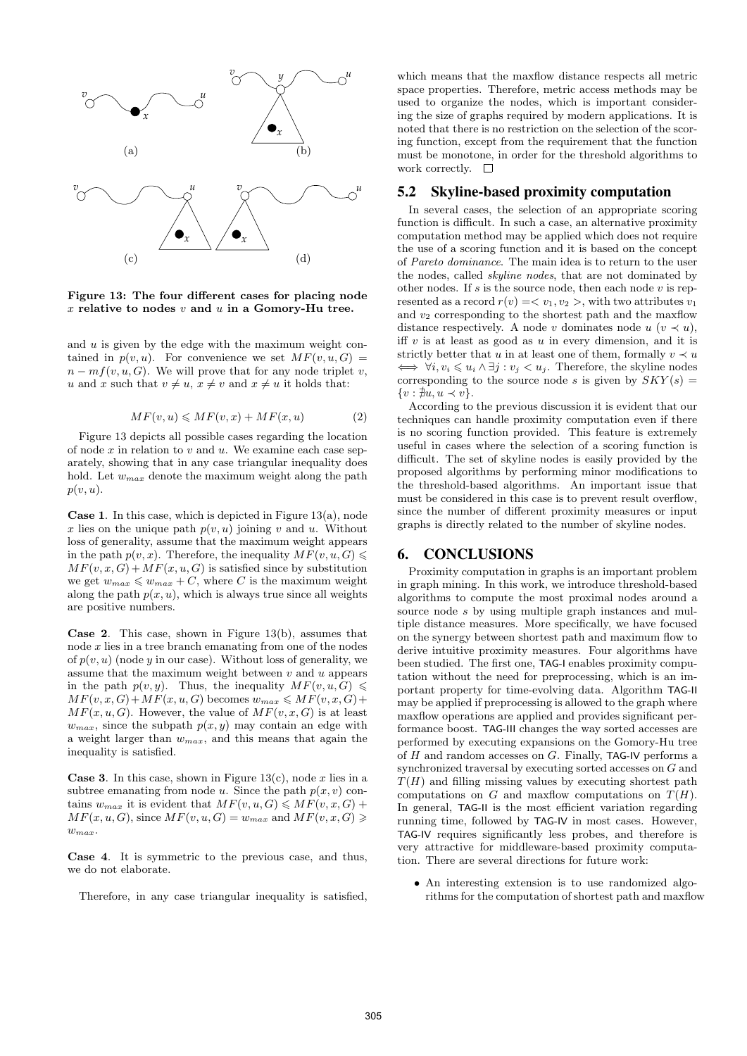v x u

(a)

v y u

x

(b)

v u

x

(c)

v u

x

(d)

**Figure 13: The four different cases for placing node $x$ relative to nodes $v$ and $u$ in a Gomory-Hu tree.**

and $u$ is given by the edge with the maximum weight contained in $p(v,u)$. For convenience we set $MF(v,u,G) = n - mf(v,u,G)$. We will prove that for any node triplet $v$, $u$ and $x$ such that $v \neq u$, $x \neq v$ and $x \neq u$ it holds that:

$$MF(v,u) \leqslant MF(v,x) + MF(x,u) \tag{2}$$

Figure 13 depicts all possible cases regarding the location of node $x$ in relation to $v$ and $u$. We examine each case separately, showing that in any case triangular inequality does hold. Let $w_{max}$ denote the maximum weight along the path $p(v,u)$.

**Case 1**. In this case, which is depicted in Figure 13(a), node $x$ lies on the unique path $p(v,u)$ joining $v$ and $u$. Without loss of generality, assume that the maximum weight appears in the path $p(v,x)$. Therefore, the inequality $MF(v,u,G) \leqslant MF(v,x,G) + MF(x,u,G)$ is satisfied since by substitution we get $w_{max} \leqslant w_{max} + C$, where $C$ is the maximum weight along the path $p(x,u)$, which is always true since all weights are positive numbers.

**Case 2**. This case, shown in Figure 13(b), assumes that node $x$ lies in a tree branch emanating from one of the nodes of $p(v,u)$ (node $y$ in our case). Without loss of generality, we assume that the maximum weight between $v$ and $u$ appears in the path $p(v,y)$. Thus, the inequality $MF(v,u,G) \leqslant MF(v,x,G) + MF(x,u,G)$ becomes $w_{max} \leqslant MF(v,x,G) + MF(x,u,G)$. However, the value of $MF(v,x,G)$ is at least $w_{max}$, since the subpath $p(x,y)$ may contain an edge with a weight larger than $w_{max}$, and this means that again the inequality is satisfied.

**Case 3**. In this case, shown in Figure 13(c), node $x$ lies in a subtree emanating from node $u$. Since the path $p(x,v)$ contains $w_{max}$ it is evident that $MF(v,u,G) \leqslant MF(v,x,G) + MF(x,u,G)$, since $MF(v,u,G) = w_{max}$ and $MF(v,x,G) \geqslant w_{max}$.

**Case 4**. It is symmetric to the previous case, and thus, we do not elaborate.

Therefore, in any case triangular inequality is satisfied, which means that the maxflow distance respects all metric space properties. Therefore, metric access methods may be used to organize the nodes, which is important considering the size of graphs required by modern applications. It is noted that there is no restriction on the selection of the scoring function, except from the requirement that the function must be monotone, in order for the threshold algorithms to work correctly. □

## 5.2 Skyline-based proximity computation

In several cases, the selection of an appropriate scoring function is difficult. In such a case, an alternative proximity computation method may be applied which does not require the use of a scoring function and it is based on the concept of *Pareto dominance*. The main idea is to return to the user the nodes, called *skyline nodes*, that are not dominated by other nodes. If $s$ is the source node, then each node $v$ is represented as a record $r(v) = < v_1, v_2 >$, with two attributes $v_1$ and $v_2$ corresponding to the shortest path and the maxflow distance respectively. A node $v$ dominates node $u$ ($v \prec u$), iff $v$ is at least as good as $u$ in every dimension, and it is strictly better that $u$ in at least one of them, formally $v \prec u \iff \forall i, v_i \leqslant u_i \land \exists j : v_j < u_j$. Therefore, the skyline nodes corresponding to the source node $s$ is given by $SKY(s) = \{v : \nexists u, u \prec v\}$.

According to the previous discussion it is evident that our techniques can handle proximity computation even if there is no scoring function provided. This feature is extremely useful in cases where the selection of a scoring function is difficult. The set of skyline nodes is easily provided by the proposed algorithms by performing minor modifications to the threshold-based algorithms. An important issue that must be considered in this case is to prevent result overflow, since the number of different proximity measures or input graphs is directly related to the number of skyline nodes.

# 6. CONCLUSIONS

Proximity computation in graphs is an important problem in graph mining. In this work, we introduce threshold-based algorithms to compute the most proximal nodes around a source node $s$ by using multiple graph instances and multiple distance measures. More specifically, we have focused on the synergy between shortest path and maximum flow to derive intuitive proximity measures. Four algorithms have been studied. The first one, TAG-I enables proximity computation without the need for preprocessing, which is an important property for time-evolving data. Algorithm TAG-II may be applied if preprocessing is allowed to the graph where maxflow operations are applied and provides significant performance boost. TAG-III changes the way sorted accesses are performed by executing expansions on the Gomory-Hu tree of $H$ and random accesses on $G$. Finally, TAG-IV performs a synchronized traversal by executing sorted accesses on $G$ and $T(H)$ and filling missing values by executing shortest path computations on $G$ and maxflow computations on $T(H)$. In general, TAG-II is the most efficient variation regarding running time, followed by TAG-IV in most cases. However, TAG-IV requires significantly less probes, and therefore is very attractive for middleware-based proximity computation. There are several directions for future work:

- An interesting extension is to use randomized algorithms for the computation of shortest path and maxflow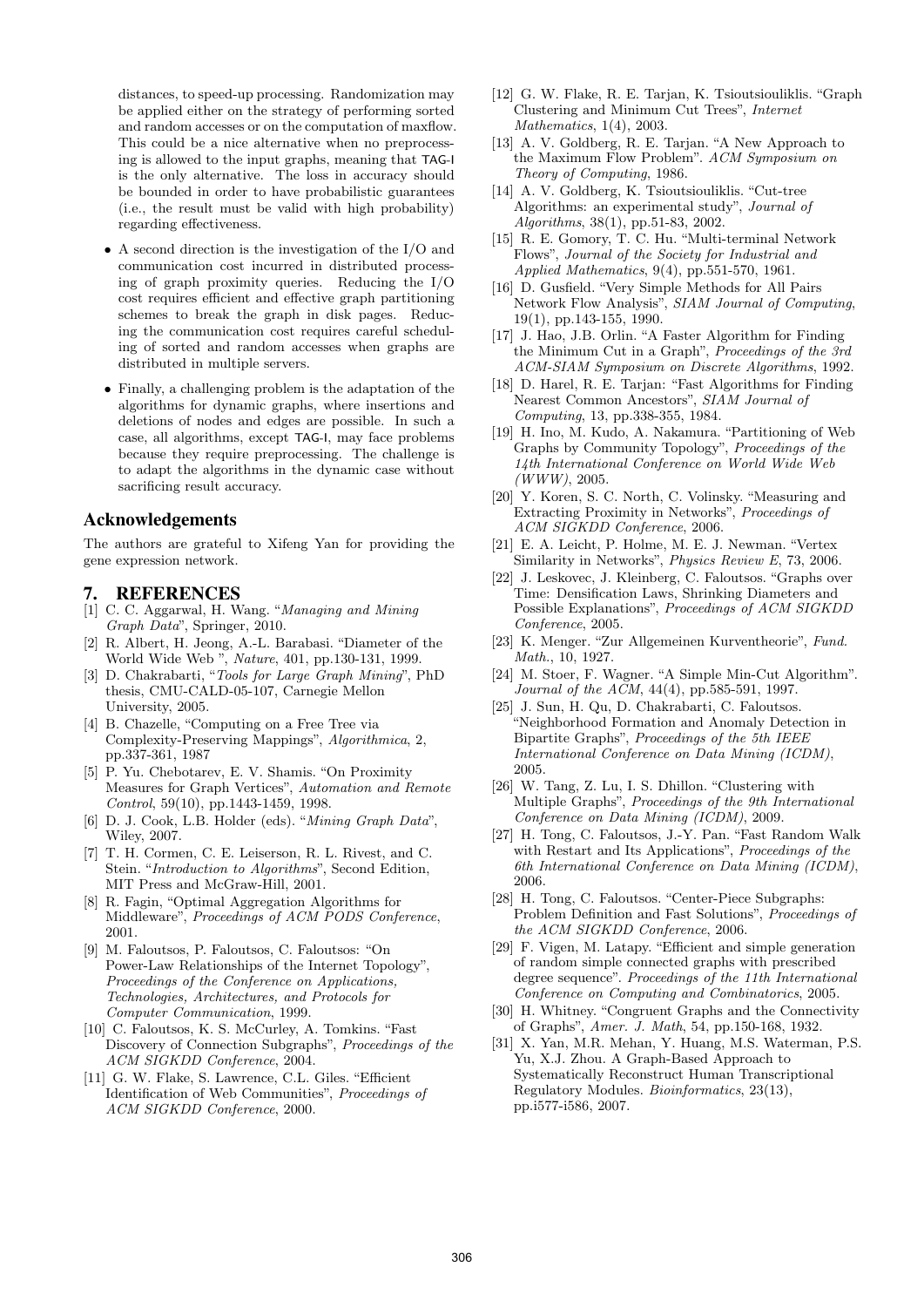distances, to speed-up processing. Randomization may be applied either on the strategy of performing sorted and random accesses or on the computation of maxflow. This could be a nice alternative when no preprocessing is allowed to the input graphs, meaning that TAG-I is the only alternative. The loss in accuracy should be bounded in order to have probabilistic guarantees (i.e., the result must be valid with high probability) regarding effectiveness.

- A second direction is the investigation of the I/O and communication cost incurred in distributed processing of graph proximity queries. Reducing the I/O cost requires efficient and effective graph partitioning schemes to break the graph in disk pages. Reducing the communication cost requires careful scheduling of sorted and random accesses when graphs are distributed in multiple servers.
- Finally, a challenging problem is the adaptation of the algorithms for dynamic graphs, where insertions and deletions of nodes and edges are possible. In such a case, all algorithms, except TAG-I, may face problems because they require preprocessing. The challenge is to adapt the algorithms in the dynamic case without sacrificing result accuracy.

## Acknowledgements

The authors are grateful to Xifeng Yan for providing the gene expression network.

## 7. REFERENCES

[1] C. C. Aggarwal, H. Wang. "*Managing and Mining Graph Data*", Springer, 2010.

[2] R. Albert, H. Jeong, A.-L. Barabasi. "Diameter of the World Wide Web ", *Nature*, 401, pp.130-131, 1999.

[3] D. Chakrabarti, "*Tools for Large Graph Mining*", PhD thesis, CMU-CALD-05-107, Carnegie Mellon University, 2005.

[4] B. Chazelle, "Computing on a Free Tree via Complexity-Preserving Mappings", *Algorithmica*, 2, pp.337-361, 1987

[5] P. Yu. Chebotarev, E. V. Shamis. "On Proximity Measures for Graph Vertices", *Automation and Remote Control*, 59(10), pp.1443-1459, 1998.

[6] D. J. Cook, L.B. Holder (eds). "*Mining Graph Data*", Wiley, 2007.

[7] T. H. Cormen, C. E. Leiserson, R. L. Rivest, and C. Stein. "*Introduction to Algorithms*", Second Edition, MIT Press and McGraw-Hill, 2001.

[8] R. Fagin, "Optimal Aggregation Algorithms for Middleware", *Proceedings of ACM PODS Conference*, 2001.

[9] M. Faloutsos, P. Faloutsos, C. Faloutsos: "On Power-Law Relationships of the Internet Topology", *Proceedings of the Conference on Applications, Technologies, Architectures, and Protocols for Computer Communication*, 1999.

[10] C. Faloutsos, K. S. McCurley, A. Tomkins. "Fast Discovery of Connection Subgraphs", *Proceedings of the ACM SIGKDD Conference*, 2004.

[11] G. W. Flake, S. Lawrence, C.L. Giles. "Efficient Identification of Web Communities", *Proceedings of ACM SIGKDD Conference*, 2000.

[12] G. W. Flake, R. E. Tarjan, K. Tsioutsiouliklis. "Graph Clustering and Minimum Cut Trees", *Internet Mathematics*, 1(4), 2003.

[13] A. V. Goldberg, R. E. Tarjan. "A New Approach to the Maximum Flow Problem". *ACM Symposium on Theory of Computing*, 1986.

[14] A. V. Goldberg, K. Tsioutsiouliklis. "Cut-tree Algorithms: an experimental study", *Journal of Algorithms*, 38(1), pp.51-83, 2002.

[15] R. E. Gomory, T. C. Hu. "Multi-terminal Network Flows", *Journal of the Society for Industrial and Applied Mathematics*, 9(4), pp.551-570, 1961.

[16] D. Gusfield. "Very Simple Methods for All Pairs Network Flow Analysis", *SIAM Journal of Computing*, 19(1), pp.143-155, 1990.

[17] J. Hao, J.B. Orlin. "A Faster Algorithm for Finding the Minimum Cut in a Graph", *Proceedings of the 3rd ACM-SIAM Symposium on Discrete Algorithms*, 1992.

[18] D. Harel, R. E. Tarjan: "Fast Algorithms for Finding Nearest Common Ancestors", *SIAM Journal of Computing*, 13, pp.338-355, 1984.

[19] H. Ino, M. Kudo, A. Nakamura. "Partitioning of Web Graphs by Community Topology", *Proceedings of the 14th International Conference on World Wide Web (WWW)*, 2005.

[20] Y. Koren, S. C. North, C. Volinsky. "Measuring and Extracting Proximity in Networks", *Proceedings of ACM SIGKDD Conference*, 2006.

[21] E. A. Leicht, P. Holme, M. E. J. Newman. "Vertex Similarity in Networks", *Physics Review E*, 73, 2006.

[22] J. Leskovec, J. Kleinberg, C. Faloutsos. "Graphs over Time: Densification Laws, Shrinking Diameters and Possible Explanations", *Proceedings of ACM SIGKDD Conference*, 2005.

[23] K. Menger. "Zur Allgemeinen Kurventheorie", *Fund. Math.*, 10, 1927.

[24] M. Stoer, F. Wagner. "A Simple Min-Cut Algorithm". *Journal of the ACM*, 44(4), pp.585-591, 1997.

[25] J. Sun, H. Qu, D. Chakrabarti, C. Faloutsos. "Neighborhood Formation and Anomaly Detection in Bipartite Graphs", *Proceedings of the 5th IEEE International Conference on Data Mining (ICDM)*, 2005.

[26] W. Tang, Z. Lu, I. S. Dhillon. "Clustering with Multiple Graphs", *Proceedings of the 9th International Conference on Data Mining (ICDM)*, 2009.

[27] H. Tong, C. Faloutsos, J.-Y. Pan. "Fast Random Walk with Restart and Its Applications", *Proceedings of the 6th International Conference on Data Mining (ICDM)*, 2006.

[28] H. Tong, C. Faloutsos. "Center-Piece Subgraphs: Problem Definition and Fast Solutions", *Proceedings of the ACM SIGKDD Conference*, 2006.

[29] F. Vigen, M. Latapy. "Efficient and simple generation of random simple connected graphs with prescribed degree sequence". *Proceedings of the 11th International Conference on Computing and Combinatorics*, 2005.

[30] H. Whitney. "Congruent Graphs and the Connectivity of Graphs", *Amer. J. Math*, 54, pp.150-168, 1932.

[31] X. Yan, M.R. Mehan, Y. Huang, M.S. Waterman, P.S. Yu, X.J. Zhou. A Graph-Based Approach to Systematically Reconstruct Human Transcriptional Regulatory Modules. *Bioinformatics*, 23(13), pp.i577-i586, 2007.